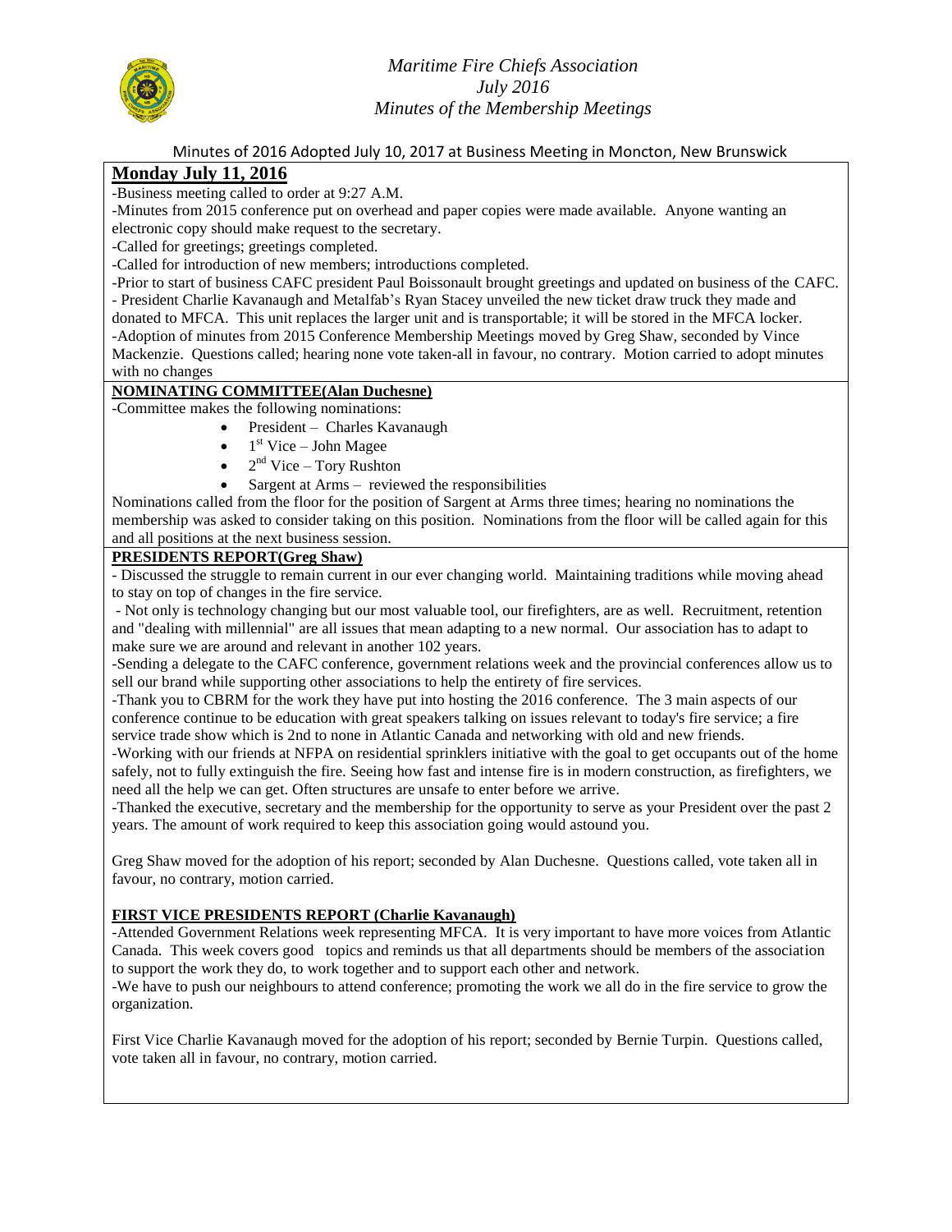*Maritime Fire Chiefs Association*
*July 2016*
*Minutes of the Membership Meetings*

Minutes of 2016 Adopted July 10, 2017 at Business Meeting in Moncton, New Brunswick

## Monday July 11, 2016

-Business meeting called to order at 9:27 A.M.
-Minutes from 2015 conference put on overhead and paper copies were made available. Anyone wanting an electronic copy should make request to the secretary.
-Called for greetings; greetings completed.
-Called for introduction of new members; introductions completed.
-Prior to start of business CAFC president Paul Boissonault brought greetings and updated on business of the CAFC.
- President Charlie Kavanaugh and Metalfab's Ryan Stacey unveiled the new ticket draw truck they made and donated to MFCA. This unit replaces the larger unit and is transportable; it will be stored in the MFCA locker.
-Adoption of minutes from 2015 Conference Membership Meetings moved by Greg Shaw, seconded by Vince Mackenzie. Questions called; hearing none vote taken-all in favour, no contrary. Motion carried to adopt minutes with no changes

### NOMINATING COMMITTEE(Alan Duchesne)

-Committee makes the following nominations:

- President – Charles Kavanaugh
- 1st Vice – John Magee
- 2nd Vice – Tory Rushton
- Sargent at Arms – reviewed the responsibilities

Nominations called from the floor for the position of Sargent at Arms three times; hearing no nominations the membership was asked to consider taking on this position. Nominations from the floor will be called again for this and all positions at the next business session.

### PRESIDENTS REPORT(Greg Shaw)

- Discussed the struggle to remain current in our ever changing world. Maintaining traditions while moving ahead to stay on top of changes in the fire service.
- Not only is technology changing but our most valuable tool, our firefighters, are as well. Recruitment, retention and "dealing with millennial" are all issues that mean adapting to a new normal. Our association has to adapt to make sure we are around and relevant in another 102 years.
-Sending a delegate to the CAFC conference, government relations week and the provincial conferences allow us to sell our brand while supporting other associations to help the entirety of fire services.
-Thank you to CBRM for the work they have put into hosting the 2016 conference. The 3 main aspects of our conference continue to be education with great speakers talking on issues relevant to today's fire service; a fire service trade show which is 2nd to none in Atlantic Canada and networking with old and new friends.
-Working with our friends at NFPA on residential sprinklers initiative with the goal to get occupants out of the home safely, not to fully extinguish the fire. Seeing how fast and intense fire is in modern construction, as firefighters, we need all the help we can get. Often structures are unsafe to enter before we arrive.
-Thanked the executive, secretary and the membership for the opportunity to serve as your President over the past 2 years. The amount of work required to keep this association going would astound you.

Greg Shaw moved for the adoption of his report; seconded by Alan Duchesne. Questions called, vote taken all in favour, no contrary, motion carried.

### FIRST VICE PRESIDENTS REPORT (Charlie Kavanaugh)

-Attended Government Relations week representing MFCA. It is very important to have more voices from Atlantic Canada. This week covers good topics and reminds us that all departments should be members of the association to support the work they do, to work together and to support each other and network.
-We have to push our neighbours to attend conference; promoting the work we all do in the fire service to grow the organization.

First Vice Charlie Kavanaugh moved for the adoption of his report; seconded by Bernie Turpin. Questions called, vote taken all in favour, no contrary, motion carried.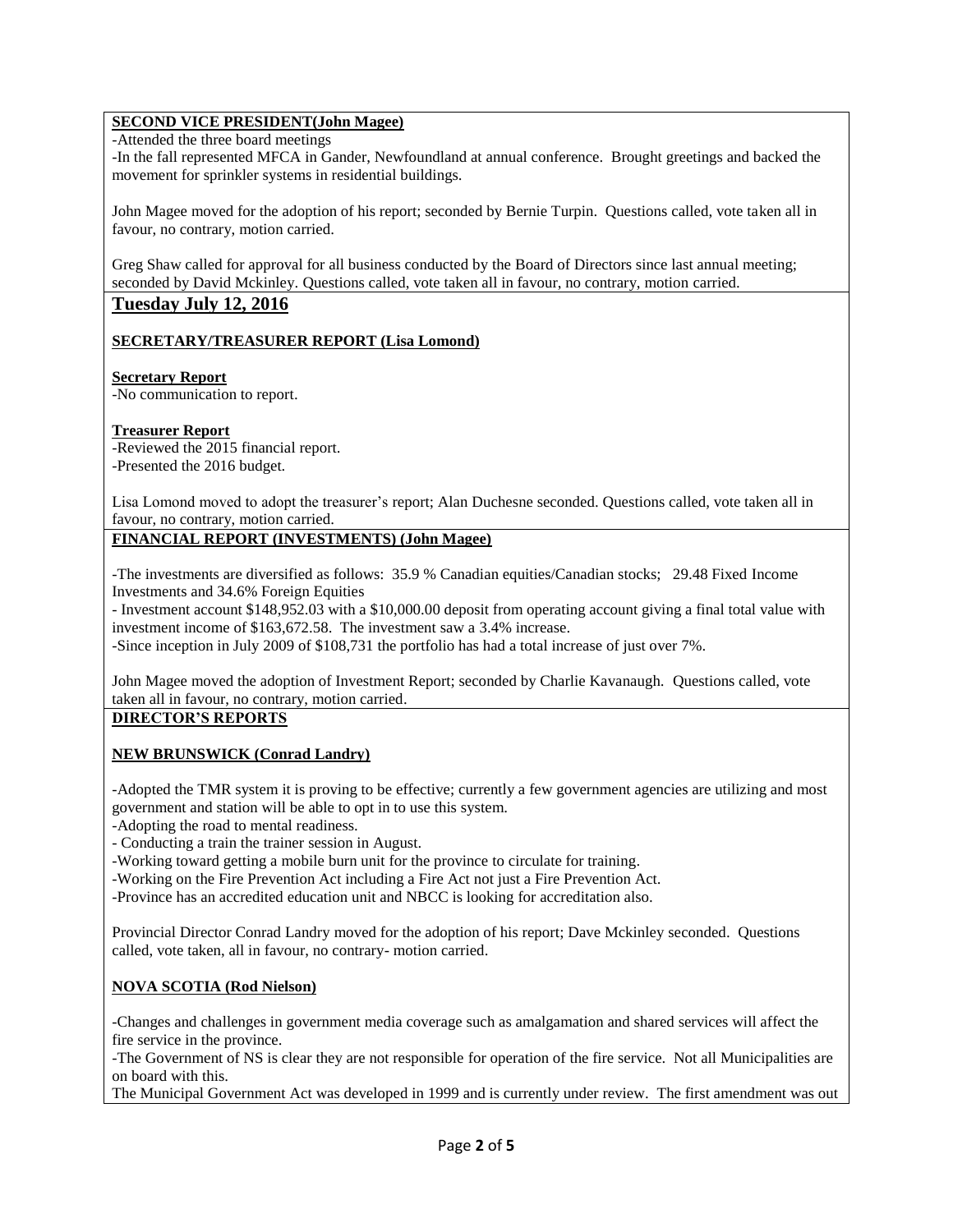**SECOND VICE PRESIDENT(John Magee)**

-Attended the three board meetings
-In the fall represented MFCA in Gander, Newfoundland at annual conference. Brought greetings and backed the movement for sprinkler systems in residential buildings.

John Magee moved for the adoption of his report; seconded by Bernie Turpin. Questions called, vote taken all in favour, no contrary, motion carried.

Greg Shaw called for approval for all business conducted by the Board of Directors since last annual meeting; seconded by David Mckinley. Questions called, vote taken all in favour, no contrary, motion carried.

## Tuesday July 12, 2016

**SECRETARY/TREASURER REPORT (Lisa Lomond)**

**Secretary Report**
-No communication to report.

**Treasurer Report**
-Reviewed the 2015 financial report.
-Presented the 2016 budget.

Lisa Lomond moved to adopt the treasurer's report; Alan Duchesne seconded. Questions called, vote taken all in favour, no contrary, motion carried.

**FINANCIAL REPORT (INVESTMENTS) (John Magee)**

-The investments are diversified as follows: 35.9 % Canadian equities/Canadian stocks; 29.48 Fixed Income Investments and 34.6% Foreign Equities
- Investment account $148,952.03 with a $10,000.00 deposit from operating account giving a final total value with investment income of $163,672.58. The investment saw a 3.4% increase.
-Since inception in July 2009 of $108,731 the portfolio has had a total increase of just over 7%.

John Magee moved the adoption of Investment Report; seconded by Charlie Kavanaugh. Questions called, vote taken all in favour, no contrary, motion carried.

**DIRECTOR'S REPORTS**

**NEW BRUNSWICK (Conrad Landry)**

-Adopted the TMR system it is proving to be effective; currently a few government agencies are utilizing and most government and station will be able to opt in to use this system.
-Adopting the road to mental readiness.
- Conducting a train the trainer session in August.
-Working toward getting a mobile burn unit for the province to circulate for training.
-Working on the Fire Prevention Act including a Fire Act not just a Fire Prevention Act.
-Province has an accredited education unit and NBCC is looking for accreditation also.

Provincial Director Conrad Landry moved for the adoption of his report; Dave Mckinley seconded. Questions called, vote taken, all in favour, no contrary- motion carried.

**NOVA SCOTIA (Rod Nielson)**

-Changes and challenges in government media coverage such as amalgamation and shared services will affect the fire service in the province.
-The Government of NS is clear they are not responsible for operation of the fire service. Not all Municipalities are on board with this.
The Municipal Government Act was developed in 1999 and is currently under review. The first amendment was out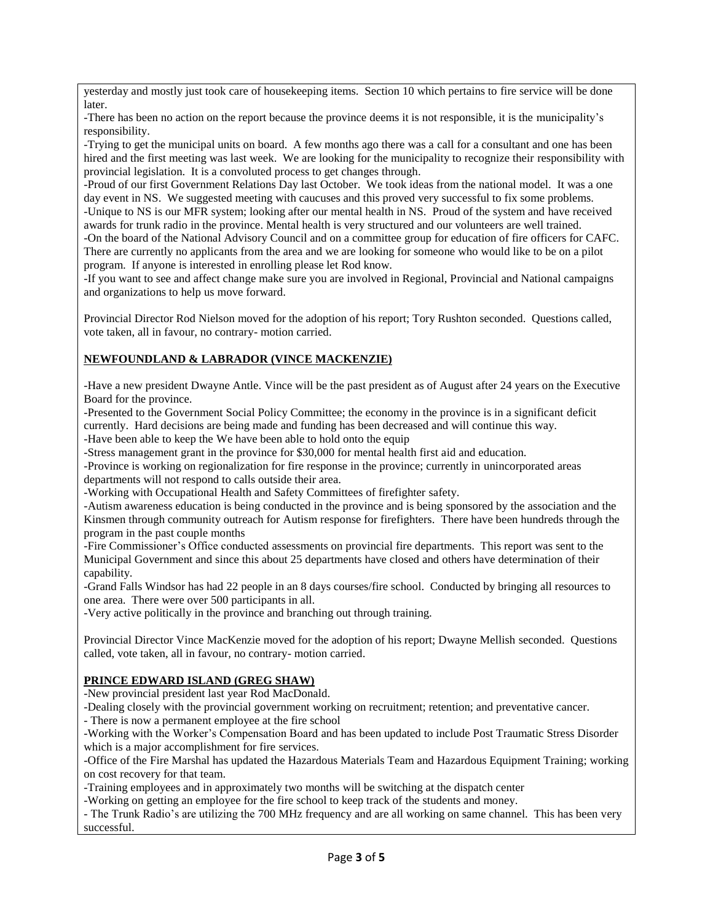yesterday and mostly just took care of housekeeping items. Section 10 which pertains to fire service will be done later.

-There has been no action on the report because the province deems it is not responsible, it is the municipality's responsibility.

-Trying to get the municipal units on board. A few months ago there was a call for a consultant and one has been hired and the first meeting was last week. We are looking for the municipality to recognize their responsibility with provincial legislation. It is a convoluted process to get changes through.

-Proud of our first Government Relations Day last October. We took ideas from the national model. It was a one day event in NS. We suggested meeting with caucuses and this proved very successful to fix some problems.

-Unique to NS is our MFR system; looking after our mental health in NS. Proud of the system and have received awards for trunk radio in the province. Mental health is very structured and our volunteers are well trained.

-On the board of the National Advisory Council and on a committee group for education of fire officers for CAFC. There are currently no applicants from the area and we are looking for someone who would like to be on a pilot program. If anyone is interested in enrolling please let Rod know.

-If you want to see and affect change make sure you are involved in Regional, Provincial and National campaigns and organizations to help us move forward.

Provincial Director Rod Nielson moved for the adoption of his report; Tory Rushton seconded. Questions called, vote taken, all in favour, no contrary- motion carried.

**NEWFOUNDLAND & LABRADOR (VINCE MACKENZIE)**

-Have a new president Dwayne Antle. Vince will be the past president as of August after 24 years on the Executive Board for the province.

-Presented to the Government Social Policy Committee; the economy in the province is in a significant deficit currently. Hard decisions are being made and funding has been decreased and will continue this way.

-Have been able to keep the We have been able to hold onto the equip

-Stress management grant in the province for $30,000 for mental health first aid and education.

-Province is working on regionalization for fire response in the province; currently in unincorporated areas departments will not respond to calls outside their area.

-Working with Occupational Health and Safety Committees of firefighter safety.

-Autism awareness education is being conducted in the province and is being sponsored by the association and the Kinsmen through community outreach for Autism response for firefighters. There have been hundreds through the program in the past couple months

-Fire Commissioner's Office conducted assessments on provincial fire departments. This report was sent to the Municipal Government and since this about 25 departments have closed and others have determination of their capability.

-Grand Falls Windsor has had 22 people in an 8 days courses/fire school. Conducted by bringing all resources to one area. There were over 500 participants in all.

-Very active politically in the province and branching out through training.

Provincial Director Vince MacKenzie moved for the adoption of his report; Dwayne Mellish seconded. Questions called, vote taken, all in favour, no contrary- motion carried.

**PRINCE EDWARD ISLAND (GREG SHAW)**

-New provincial president last year Rod MacDonald.

-Dealing closely with the provincial government working on recruitment; retention; and preventative cancer.

- There is now a permanent employee at the fire school

-Working with the Worker's Compensation Board and has been updated to include Post Traumatic Stress Disorder which is a major accomplishment for fire services.

-Office of the Fire Marshal has updated the Hazardous Materials Team and Hazardous Equipment Training; working on cost recovery for that team.

-Training employees and in approximately two months will be switching at the dispatch center

-Working on getting an employee for the fire school to keep track of the students and money.

- The Trunk Radio's are utilizing the 700 MHz frequency and are all working on same channel. This has been very successful.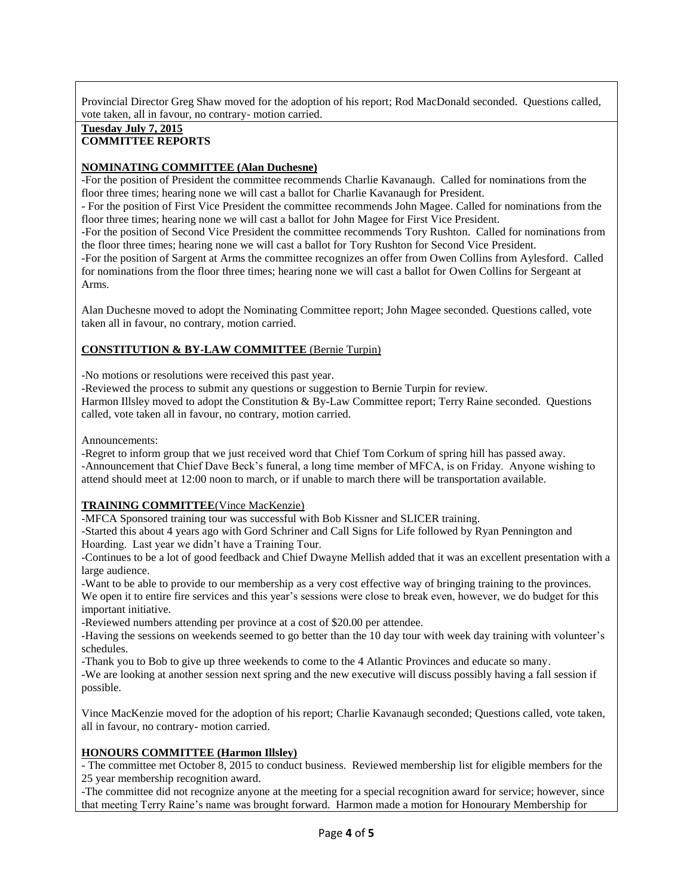Provincial Director Greg Shaw moved for the adoption of his report; Rod MacDonald seconded. Questions called, vote taken, all in favour, no contrary- motion carried.

**Tuesday July 7, 2015**
**COMMITTEE REPORTS**

**NOMINATING COMMITTEE (Alan Duchesne)**

-For the position of President the committee recommends Charlie Kavanaugh. Called for nominations from the floor three times; hearing none we will cast a ballot for Charlie Kavanaugh for President.
- For the position of First Vice President the committee recommends John Magee. Called for nominations from the floor three times; hearing none we will cast a ballot for John Magee for First Vice President.
-For the position of Second Vice President the committee recommends Tory Rushton. Called for nominations from the floor three times; hearing none we will cast a ballot for Tory Rushton for Second Vice President.
-For the position of Sargent at Arms the committee recognizes an offer from Owen Collins from Aylesford. Called for nominations from the floor three times; hearing none we will cast a ballot for Owen Collins for Sergeant at Arms.

Alan Duchesne moved to adopt the Nominating Committee report; John Magee seconded. Questions called, vote taken all in favour, no contrary, motion carried.

**CONSTITUTION & BY-LAW COMMITTEE** (Bernie Turpin)

-No motions or resolutions were received this past year.
-Reviewed the process to submit any questions or suggestion to Bernie Turpin for review.
Harmon Illsley moved to adopt the Constitution & By-Law Committee report; Terry Raine seconded. Questions called, vote taken all in favour, no contrary, motion carried.

Announcements:
-Regret to inform group that we just received word that Chief Tom Corkum of spring hill has passed away.
-Announcement that Chief Dave Beck's funeral, a long time member of MFCA, is on Friday. Anyone wishing to attend should meet at 12:00 noon to march, or if unable to march there will be transportation available.

**TRAINING COMMITTEE**(Vince MacKenzie)

-MFCA Sponsored training tour was successful with Bob Kissner and SLICER training.
-Started this about 4 years ago with Gord Schriner and Call Signs for Life followed by Ryan Pennington and Hoarding. Last year we didn't have a Training Tour.
-Continues to be a lot of good feedback and Chief Dwayne Mellish added that it was an excellent presentation with a large audience.
-Want to be able to provide to our membership as a very cost effective way of bringing training to the provinces. We open it to entire fire services and this year's sessions were close to break even, however, we do budget for this important initiative.
-Reviewed numbers attending per province at a cost of $20.00 per attendee.
-Having the sessions on weekends seemed to go better than the 10 day tour with week day training with volunteer's schedules.
-Thank you to Bob to give up three weekends to come to the 4 Atlantic Provinces and educate so many.
-We are looking at another session next spring and the new executive will discuss possibly having a fall session if possible.

Vince MacKenzie moved for the adoption of his report; Charlie Kavanaugh seconded; Questions called, vote taken, all in favour, no contrary- motion carried.

**HONOURS COMMITTEE (Harmon Illsley)**

- The committee met October 8, 2015 to conduct business. Reviewed membership list for eligible members for the 25 year membership recognition award.
-The committee did not recognize anyone at the meeting for a special recognition award for service; however, since that meeting Terry Raine's name was brought forward. Harmon made a motion for Honourary Membership for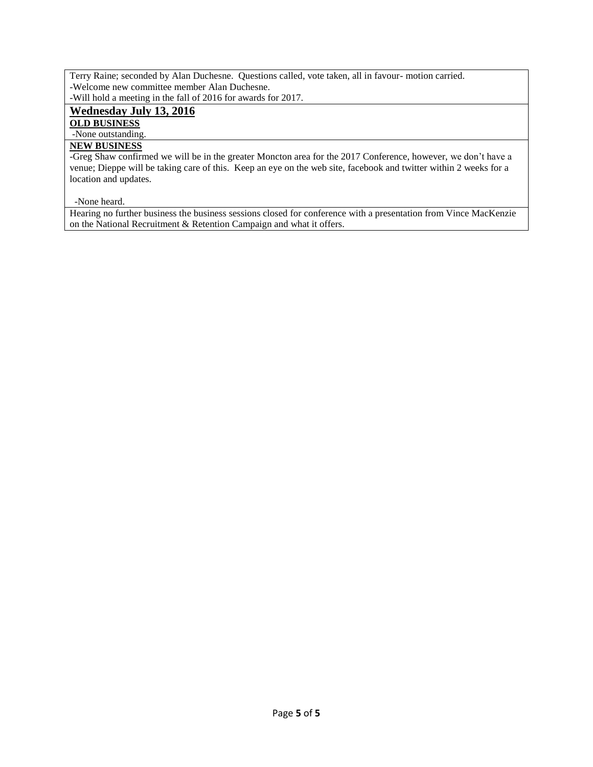Terry Raine; seconded by Alan Duchesne. Questions called, vote taken, all in favour- motion carried.

-Welcome new committee member Alan Duchesne.

-Will hold a meeting in the fall of 2016 for awards for 2017.

## Wednesday July 13, 2016

**OLD BUSINESS**

-None outstanding.

**NEW BUSINESS**

-Greg Shaw confirmed we will be in the greater Moncton area for the 2017 Conference, however, we don't have a venue; Dieppe will be taking care of this. Keep an eye on the web site, facebook and twitter within 2 weeks for a location and updates.

-None heard.

Hearing no further business the business sessions closed for conference with a presentation from Vince MacKenzie on the National Recruitment & Retention Campaign and what it offers.